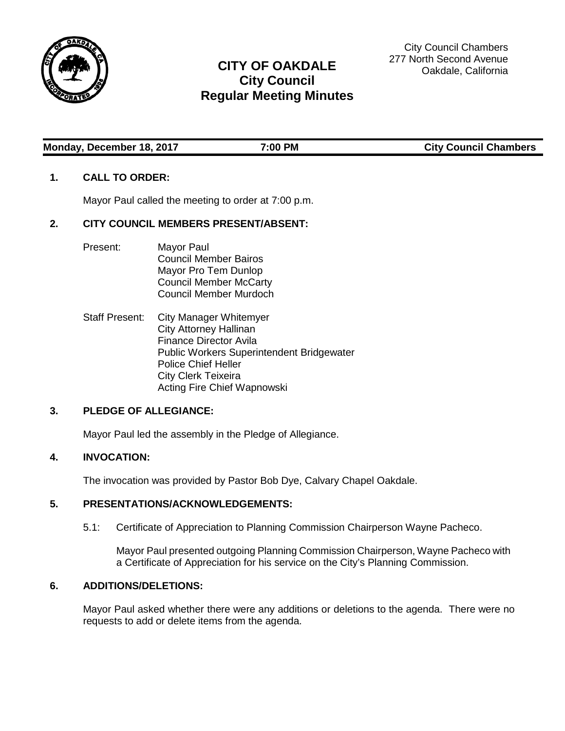# CITY OF OAKDALE
## City Council
## Regular Meeting Minutes

City Council Chambers
277 North Second Avenue
Oakdale, California

**Monday, December 18, 2017** **7:00 PM** **City Council Chambers**

### 1. CALL TO ORDER:

Mayor Paul called the meeting to order at 7:00 p.m.

### 2. CITY COUNCIL MEMBERS PRESENT/ABSENT:

Present:
- Mayor Paul
- Council Member Bairos
- Mayor Pro Tem Dunlop
- Council Member McCarty
- Council Member Murdoch

Staff Present:
- City Manager Whitemyer
- City Attorney Hallinan
- Finance Director Avila
- Public Workers Superintendent Bridgewater
- Police Chief Heller
- City Clerk Teixeira
- Acting Fire Chief Wapnowski

### 3. PLEDGE OF ALLEGIANCE:

Mayor Paul led the assembly in the Pledge of Allegiance.

### 4. INVOCATION:

The invocation was provided by Pastor Bob Dye, Calvary Chapel Oakdale.

### 5. PRESENTATIONS/ACKNOWLEDGEMENTS:

5.1: Certificate of Appreciation to Planning Commission Chairperson Wayne Pacheco.

Mayor Paul presented outgoing Planning Commission Chairperson, Wayne Pacheco with a Certificate of Appreciation for his service on the City's Planning Commission.

### 6. ADDITIONS/DELETIONS:

Mayor Paul asked whether there were any additions or deletions to the agenda. There were no requests to add or delete items from the agenda.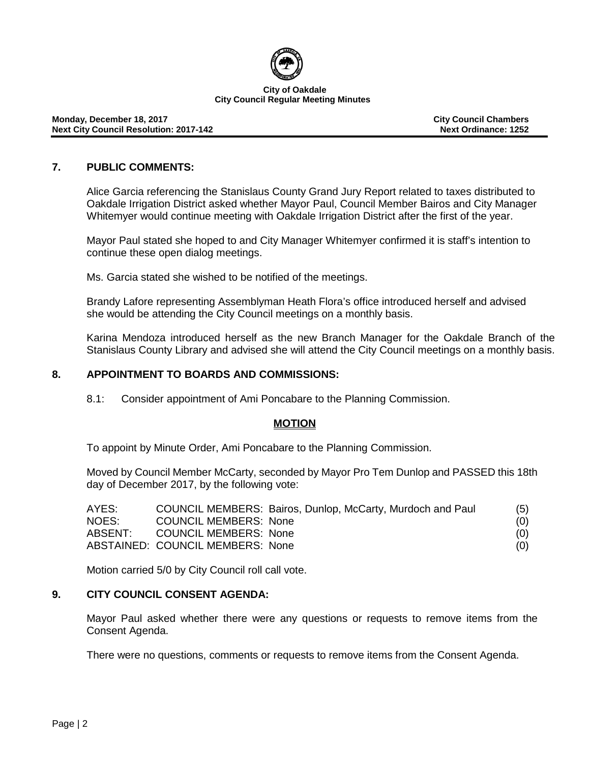## 7. PUBLIC COMMENTS:

Alice Garcia referencing the Stanislaus County Grand Jury Report related to taxes distributed to Oakdale Irrigation District asked whether Mayor Paul, Council Member Bairos and City Manager Whitemyer would continue meeting with Oakdale Irrigation District after the first of the year.

Mayor Paul stated she hoped to and City Manager Whitemyer confirmed it is staff's intention to continue these open dialog meetings.

Ms. Garcia stated she wished to be notified of the meetings.

Brandy Lafore representing Assemblyman Heath Flora's office introduced herself and advised she would be attending the City Council meetings on a monthly basis.

Karina Mendoza introduced herself as the new Branch Manager for the Oakdale Branch of the Stanislaus County Library and advised she will attend the City Council meetings on a monthly basis.

## 8. APPOINTMENT TO BOARDS AND COMMISSIONS:

8.1: Consider appointment of Ami Poncabare to the Planning Commission.

**MOTION**

To appoint by Minute Order, Ami Poncabare to the Planning Commission.

Moved by Council Member McCarty, seconded by Mayor Pro Tem Dunlop and PASSED this 18th day of December 2017, by the following vote:

| | | |
|---|---|---|
| AYES: | COUNCIL MEMBERS: Bairos, Dunlop, McCarty, Murdoch and Paul | (5) |
| NOES: | COUNCIL MEMBERS: None | (0) |
| ABSENT: | COUNCIL MEMBERS: None | (0) |
| ABSTAINED: | COUNCIL MEMBERS: None | (0) |

Motion carried 5/0 by City Council roll call vote.

## 9. CITY COUNCIL CONSENT AGENDA:

Mayor Paul asked whether there were any questions or requests to remove items from the Consent Agenda.

There were no questions, comments or requests to remove items from the Consent Agenda.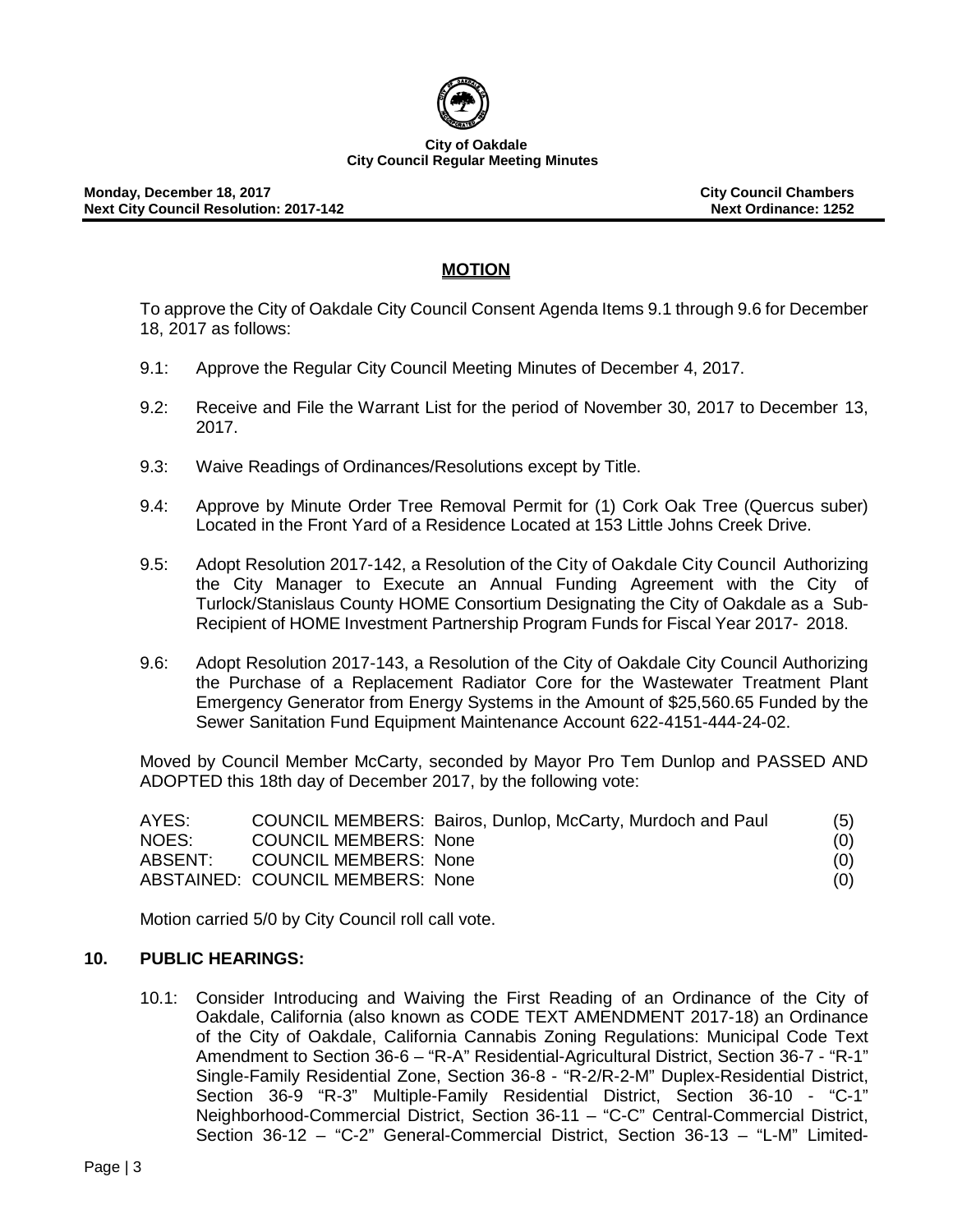**City of Oakdale**
**City Council Regular Meeting Minutes**

**Monday, December 18, 2017** **City Council Chambers**
**Next City Council Resolution: 2017-142** **Next Ordinance: 1252**

## MOTION

To approve the City of Oakdale City Council Consent Agenda Items 9.1 through 9.6 for December 18, 2017 as follows:

9.1: Approve the Regular City Council Meeting Minutes of December 4, 2017.

9.2: Receive and File the Warrant List for the period of November 30, 2017 to December 13, 2017.

9.3: Waive Readings of Ordinances/Resolutions except by Title.

9.4: Approve by Minute Order Tree Removal Permit for (1) Cork Oak Tree (Quercus suber) Located in the Front Yard of a Residence Located at 153 Little Johns Creek Drive.

9.5: Adopt Resolution 2017-142, a Resolution of the City of Oakdale City Council Authorizing the City Manager to Execute an Annual Funding Agreement with the City of Turlock/Stanislaus County HOME Consortium Designating the City of Oakdale as a Sub-Recipient of HOME Investment Partnership Program Funds for Fiscal Year 2017- 2018.

9.6: Adopt Resolution 2017-143, a Resolution of the City of Oakdale City Council Authorizing the Purchase of a Replacement Radiator Core for the Wastewater Treatment Plant Emergency Generator from Energy Systems in the Amount of $25,560.65 Funded by the Sewer Sanitation Fund Equipment Maintenance Account 622-4151-444-24-02.

Moved by Council Member McCarty, seconded by Mayor Pro Tem Dunlop and PASSED AND ADOPTED this 18th day of December 2017, by the following vote:

| | | |
|---|---|---|
| AYES: | COUNCIL MEMBERS: Bairos, Dunlop, McCarty, Murdoch and Paul | (5) |
| NOES: | COUNCIL MEMBERS: None | (0) |
| ABSENT: | COUNCIL MEMBERS: None | (0) |
| ABSTAINED: | COUNCIL MEMBERS: None | (0) |

Motion carried 5/0 by City Council roll call vote.

## 10. PUBLIC HEARINGS:

10.1: Consider Introducing and Waiving the First Reading of an Ordinance of the City of Oakdale, California (also known as CODE TEXT AMENDMENT 2017-18) an Ordinance of the City of Oakdale, California Cannabis Zoning Regulations: Municipal Code Text Amendment to Section 36-6 – "R-A" Residential-Agricultural District, Section 36-7 - "R-1" Single-Family Residential Zone, Section 36-8 - "R-2/R-2-M" Duplex-Residential District, Section 36-9 "R-3" Multiple-Family Residential District, Section 36-10 - "C-1" Neighborhood-Commercial District, Section 36-11 – "C-C" Central-Commercial District, Section 36-12 – "C-2" General-Commercial District, Section 36-13 – "L-M" Limited-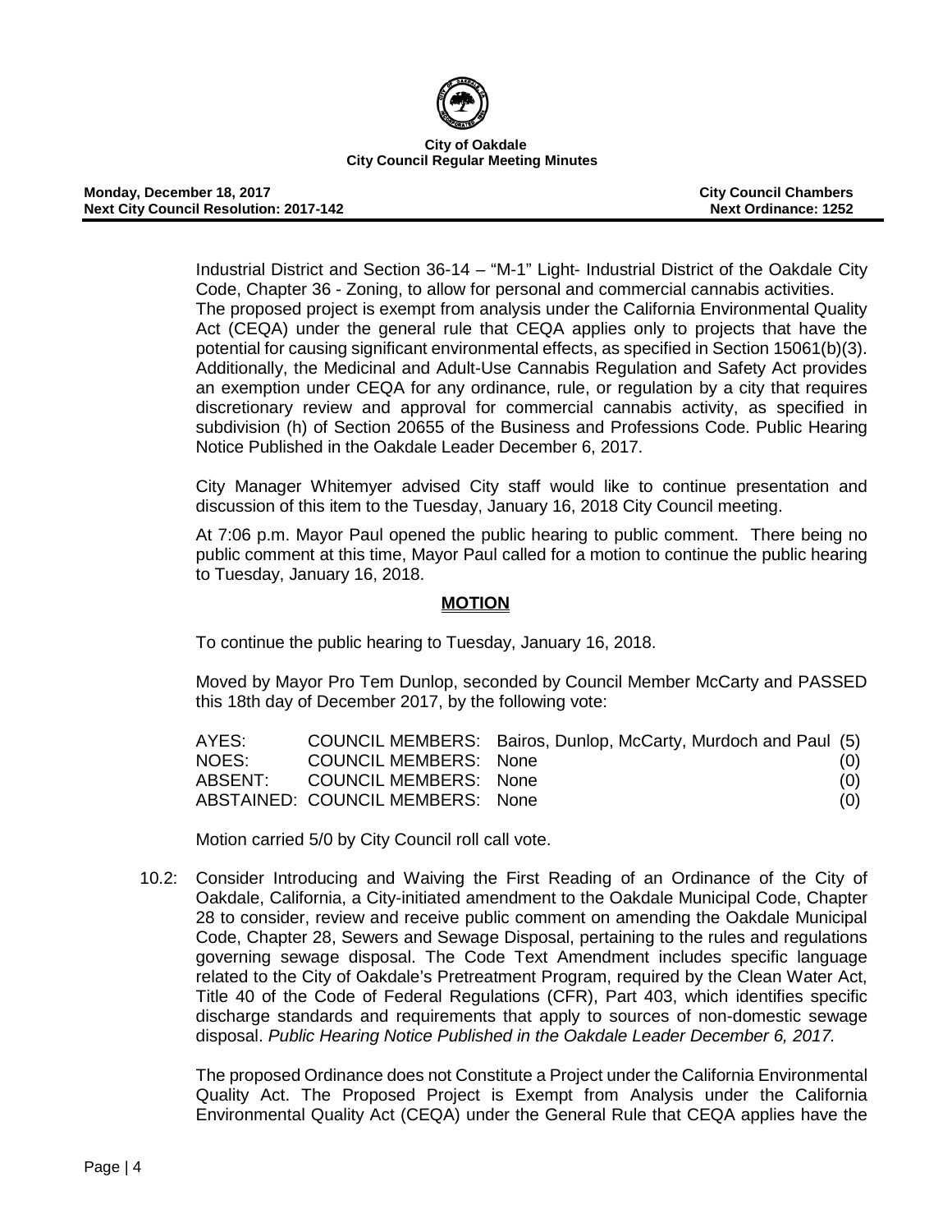Industrial District and Section 36-14 – "M-1" Light- Industrial District of the Oakdale City Code, Chapter 36 - Zoning, to allow for personal and commercial cannabis activities. The proposed project is exempt from analysis under the California Environmental Quality Act (CEQA) under the general rule that CEQA applies only to projects that have the potential for causing significant environmental effects, as specified in Section 15061(b)(3). Additionally, the Medicinal and Adult-Use Cannabis Regulation and Safety Act provides an exemption under CEQA for any ordinance, rule, or regulation by a city that requires discretionary review and approval for commercial cannabis activity, as specified in subdivision (h) of Section 20655 of the Business and Professions Code. Public Hearing Notice Published in the Oakdale Leader December 6, 2017.

City Manager Whitemyer advised City staff would like to continue presentation and discussion of this item to the Tuesday, January 16, 2018 City Council meeting.

At 7:06 p.m. Mayor Paul opened the public hearing to public comment. There being no public comment at this time, Mayor Paul called for a motion to continue the public hearing to Tuesday, January 16, 2018.

**MOTION**

To continue the public hearing to Tuesday, January 16, 2018.

Moved by Mayor Pro Tem Dunlop, seconded by Council Member McCarty and PASSED this 18th day of December 2017, by the following vote:

| | | | |
|---|---|---|---|
| AYES: | COUNCIL MEMBERS: | Bairos, Dunlop, McCarty, Murdoch and Paul | (5) |
| NOES: | COUNCIL MEMBERS: | None | (0) |
| ABSENT: | COUNCIL MEMBERS: | None | (0) |
| ABSTAINED: | COUNCIL MEMBERS: | None | (0) |

Motion carried 5/0 by City Council roll call vote.

10.2: Consider Introducing and Waiving the First Reading of an Ordinance of the City of Oakdale, California, a City-initiated amendment to the Oakdale Municipal Code, Chapter 28 to consider, review and receive public comment on amending the Oakdale Municipal Code, Chapter 28, Sewers and Sewage Disposal, pertaining to the rules and regulations governing sewage disposal. The Code Text Amendment includes specific language related to the City of Oakdale's Pretreatment Program, required by the Clean Water Act, Title 40 of the Code of Federal Regulations (CFR), Part 403, which identifies specific discharge standards and requirements that apply to sources of non-domestic sewage disposal. *Public Hearing Notice Published in the Oakdale Leader December 6, 2017.*

The proposed Ordinance does not Constitute a Project under the California Environmental Quality Act. The Proposed Project is Exempt from Analysis under the California Environmental Quality Act (CEQA) under the General Rule that CEQA applies have the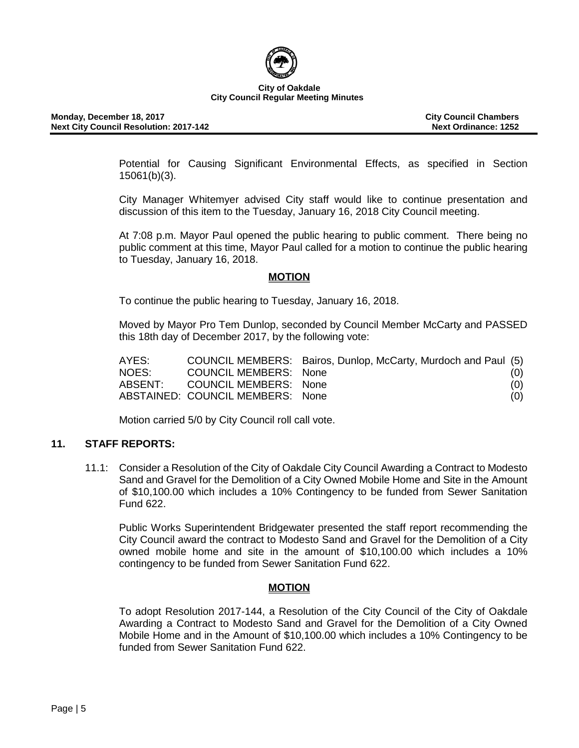Potential for Causing Significant Environmental Effects, as specified in Section 15061(b)(3).

City Manager Whitemyer advised City staff would like to continue presentation and discussion of this item to the Tuesday, January 16, 2018 City Council meeting.

At 7:08 p.m. Mayor Paul opened the public hearing to public comment. There being no public comment at this time, Mayor Paul called for a motion to continue the public hearing to Tuesday, January 16, 2018.

**MOTION**

To continue the public hearing to Tuesday, January 16, 2018.

Moved by Mayor Pro Tem Dunlop, seconded by Council Member McCarty and PASSED this 18th day of December 2017, by the following vote:

| | | | |
|---|---|---|---|
| AYES: | COUNCIL MEMBERS: | Bairos, Dunlop, McCarty, Murdoch and Paul | (5) |
| NOES: | COUNCIL MEMBERS: | None | (0) |
| ABSENT: | COUNCIL MEMBERS: | None | (0) |
| ABSTAINED: | COUNCIL MEMBERS: | None | (0) |

Motion carried 5/0 by City Council roll call vote.

## 11. STAFF REPORTS:

11.1: Consider a Resolution of the City of Oakdale City Council Awarding a Contract to Modesto Sand and Gravel for the Demolition of a City Owned Mobile Home and Site in the Amount of $10,100.00 which includes a 10% Contingency to be funded from Sewer Sanitation Fund 622.

Public Works Superintendent Bridgewater presented the staff report recommending the City Council award the contract to Modesto Sand and Gravel for the Demolition of a City owned mobile home and site in the amount of $10,100.00 which includes a 10% contingency to be funded from Sewer Sanitation Fund 622.

**MOTION**

To adopt Resolution 2017-144, a Resolution of the City Council of the City of Oakdale Awarding a Contract to Modesto Sand and Gravel for the Demolition of a City Owned Mobile Home and in the Amount of $10,100.00 which includes a 10% Contingency to be funded from Sewer Sanitation Fund 622.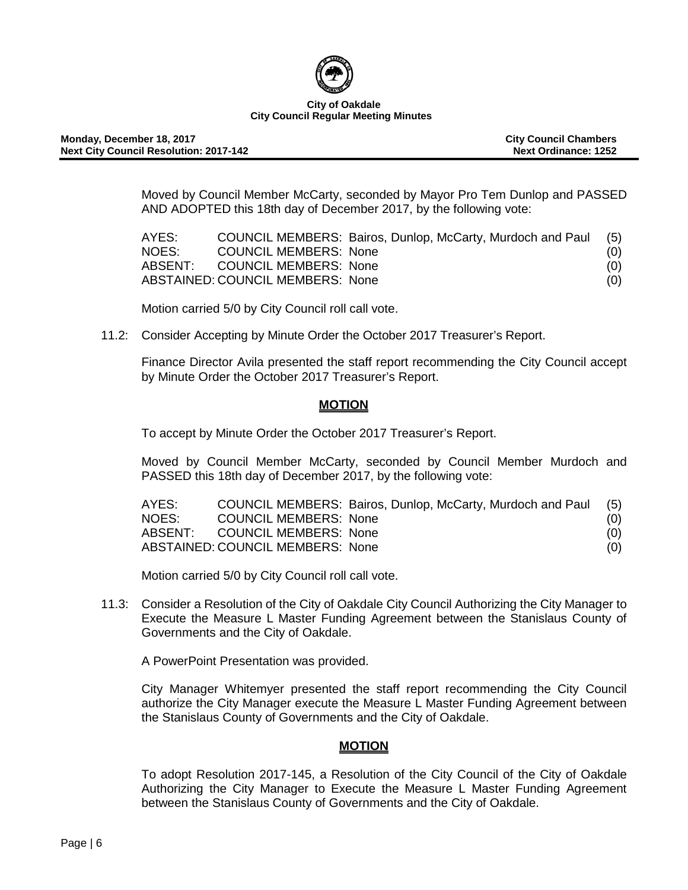Moved by Council Member McCarty, seconded by Mayor Pro Tem Dunlop and PASSED AND ADOPTED this 18th day of December 2017, by the following vote:

| | | | |
|---|---|---|---|
| AYES: | COUNCIL MEMBERS: | Bairos, Dunlop, McCarty, Murdoch and Paul | (5) |
| NOES: | COUNCIL MEMBERS: | None | (0) |
| ABSENT: | COUNCIL MEMBERS: | None | (0) |
| ABSTAINED: | COUNCIL MEMBERS: | None | (0) |

Motion carried 5/0 by City Council roll call vote.

11.2: Consider Accepting by Minute Order the October 2017 Treasurer's Report.

Finance Director Avila presented the staff report recommending the City Council accept by Minute Order the October 2017 Treasurer's Report.

**MOTION**

To accept by Minute Order the October 2017 Treasurer's Report.

Moved by Council Member McCarty, seconded by Council Member Murdoch and PASSED this 18th day of December 2017, by the following vote:

| | | | |
|---|---|---|---|
| AYES: | COUNCIL MEMBERS: | Bairos, Dunlop, McCarty, Murdoch and Paul | (5) |
| NOES: | COUNCIL MEMBERS: | None | (0) |
| ABSENT: | COUNCIL MEMBERS: | None | (0) |
| ABSTAINED: | COUNCIL MEMBERS: | None | (0) |

Motion carried 5/0 by City Council roll call vote.

11.3: Consider a Resolution of the City of Oakdale City Council Authorizing the City Manager to Execute the Measure L Master Funding Agreement between the Stanislaus County of Governments and the City of Oakdale.

A PowerPoint Presentation was provided.

City Manager Whitemyer presented the staff report recommending the City Council authorize the City Manager execute the Measure L Master Funding Agreement between the Stanislaus County of Governments and the City of Oakdale.

**MOTION**

To adopt Resolution 2017-145, a Resolution of the City Council of the City of Oakdale Authorizing the City Manager to Execute the Measure L Master Funding Agreement between the Stanislaus County of Governments and the City of Oakdale.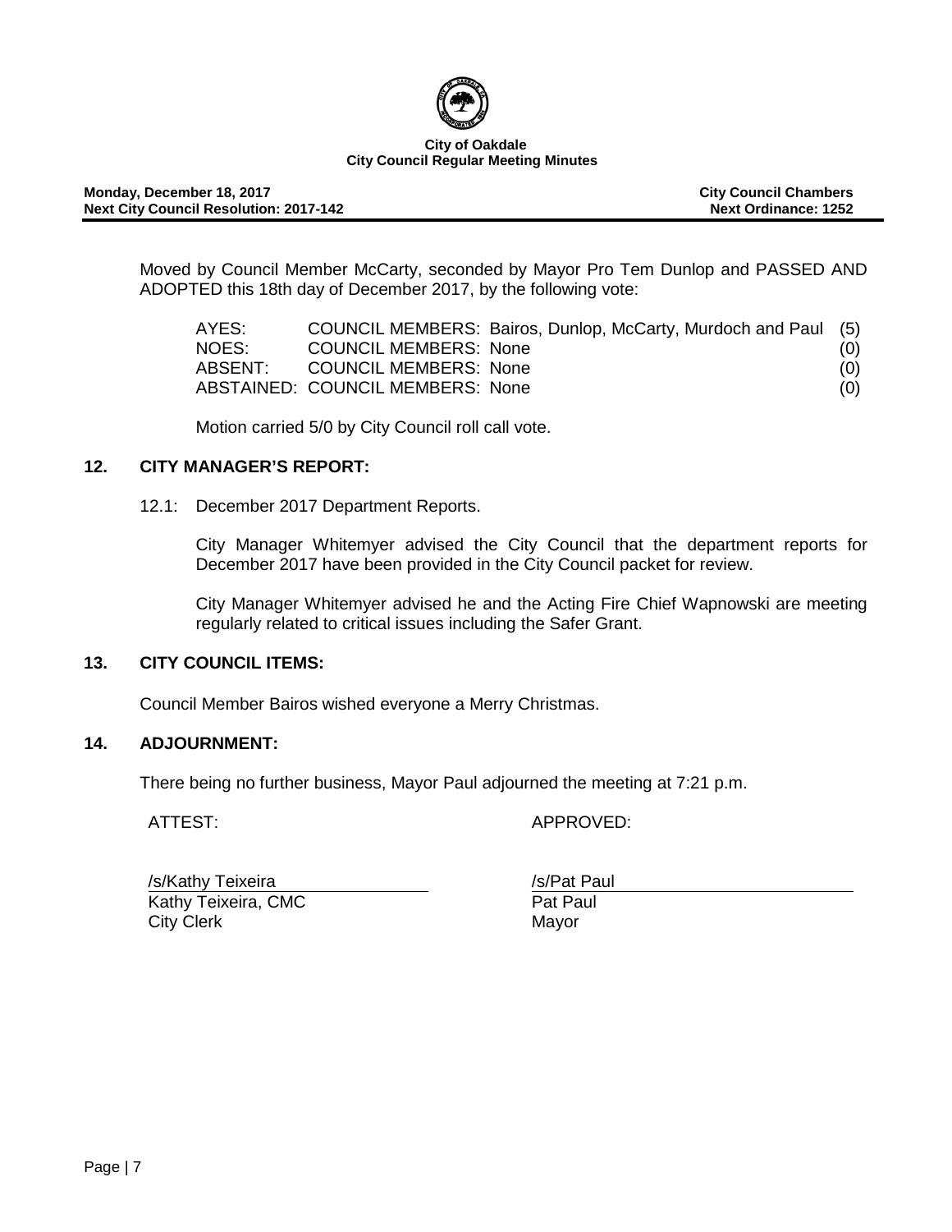Moved by Council Member McCarty, seconded by Mayor Pro Tem Dunlop and PASSED AND ADOPTED this 18th day of December 2017, by the following vote:

| | | |
|---|---|---|
| AYES: | COUNCIL MEMBERS: Bairos, Dunlop, McCarty, Murdoch and Paul | (5) |
| NOES: | COUNCIL MEMBERS: None | (0) |
| ABSENT: | COUNCIL MEMBERS: None | (0) |
| ABSTAINED: | COUNCIL MEMBERS: None | (0) |

Motion carried 5/0 by City Council roll call vote.

## 12. CITY MANAGER'S REPORT:

12.1: December 2017 Department Reports.

City Manager Whitemyer advised the City Council that the department reports for December 2017 have been provided in the City Council packet for review.

City Manager Whitemyer advised he and the Acting Fire Chief Wapnowski are meeting regularly related to critical issues including the Safer Grant.

## 13. CITY COUNCIL ITEMS:

Council Member Bairos wished everyone a Merry Christmas.

## 14. ADJOURNMENT:

There being no further business, Mayor Paul adjourned the meeting at 7:21 p.m.

ATTEST:

/s/Kathy Teixeira
Kathy Teixeira, CMC
City Clerk

APPROVED:

/s/Pat Paul
Pat Paul
Mayor